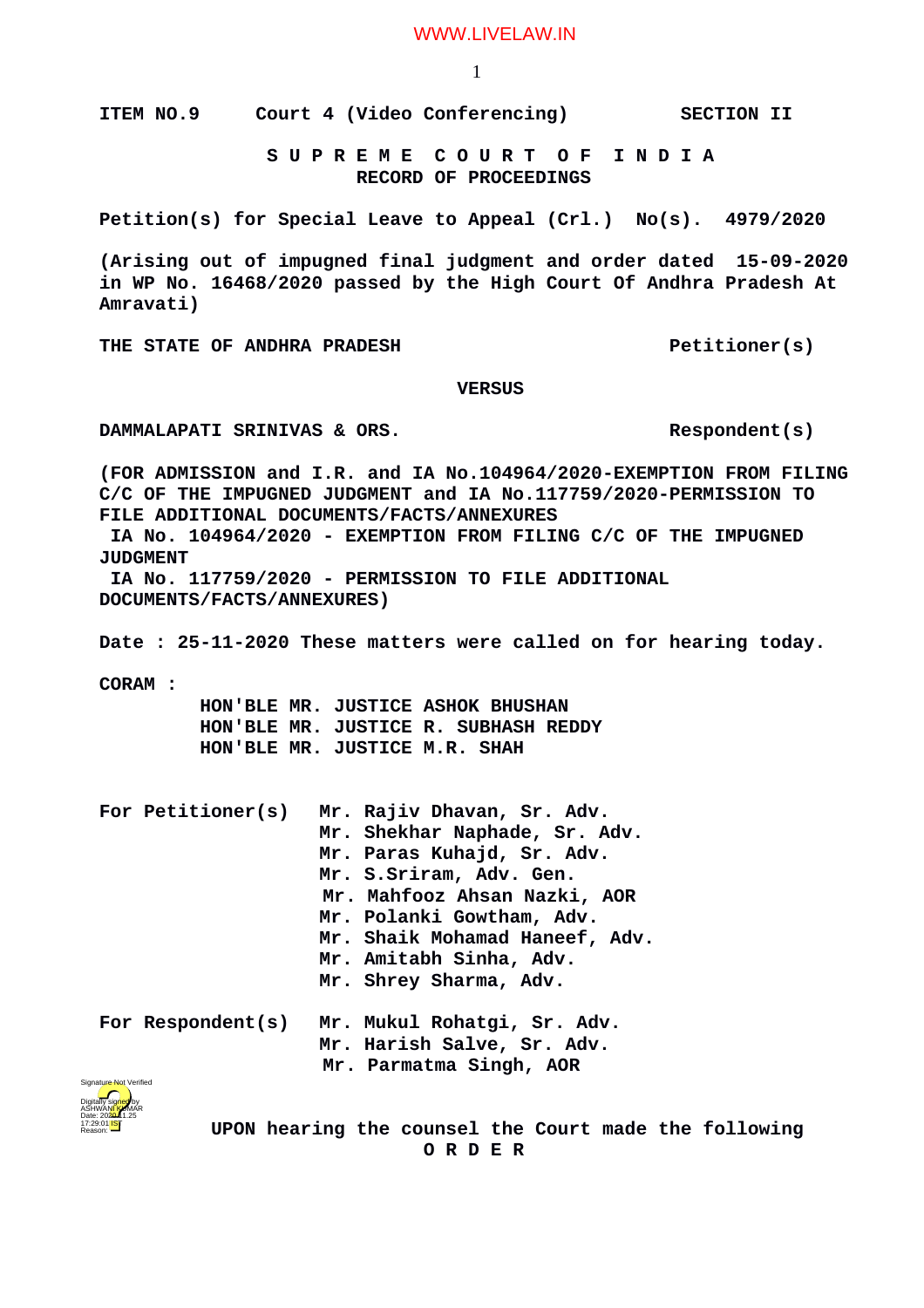**ITEM NO.9 Court 4 (Video Conferencing) SECTION II**

# S U P R E M E C O U R T O F I N D I A
## RECORD OF PROCEEDINGS

**Petition(s) for Special Leave to Appeal (Crl.) No(s). 4979/2020**

**(Arising out of impugned final judgment and order dated 15-09-2020 in WP No. 16468/2020 passed by the High Court Of Andhra Pradesh At Amravati)**

**THE STATE OF ANDHRA PRADESH Petitioner(s)**

**VERSUS**

**DAMMALAPATI SRINIVAS & ORS. Respondent(s)**

**(FOR ADMISSION and I.R. and IA No.104964/2020-EXEMPTION FROM FILING C/C OF THE IMPUGNED JUDGMENT and IA No.117759/2020-PERMISSION TO FILE ADDITIONAL DOCUMENTS/FACTS/ANNEXURES**
**IA No. 104964/2020 - EXEMPTION FROM FILING C/C OF THE IMPUGNED JUDGMENT**
**IA No. 117759/2020 - PERMISSION TO FILE ADDITIONAL DOCUMENTS/FACTS/ANNEXURES)**

**Date : 25-11-2020 These matters were called on for hearing today.**

**CORAM :**
**HON'BLE MR. JUSTICE ASHOK BHUSHAN**
**HON'BLE MR. JUSTICE R. SUBHASH REDDY**
**HON'BLE MR. JUSTICE M.R. SHAH**

**For Petitioner(s)**
Mr. Rajiv Dhavan, Sr. Adv.
Mr. Shekhar Naphade, Sr. Adv.
Mr. Paras Kuhajd, Sr. Adv.
Mr. S.Sriram, Adv. Gen.
Mr. Mahfooz Ahsan Nazki, AOR
Mr. Polanki Gowtham, Adv.
Mr. Shaik Mohamad Haneef, Adv.
Mr. Amitabh Sinha, Adv.
Mr. Shrey Sharma, Adv.

**For Respondent(s)**
Mr. Mukul Rohatgi, Sr. Adv.
Mr. Harish Salve, Sr. Adv.
Mr. Parmatma Singh, AOR

**UPON hearing the counsel the Court made the following**
**O R D E R**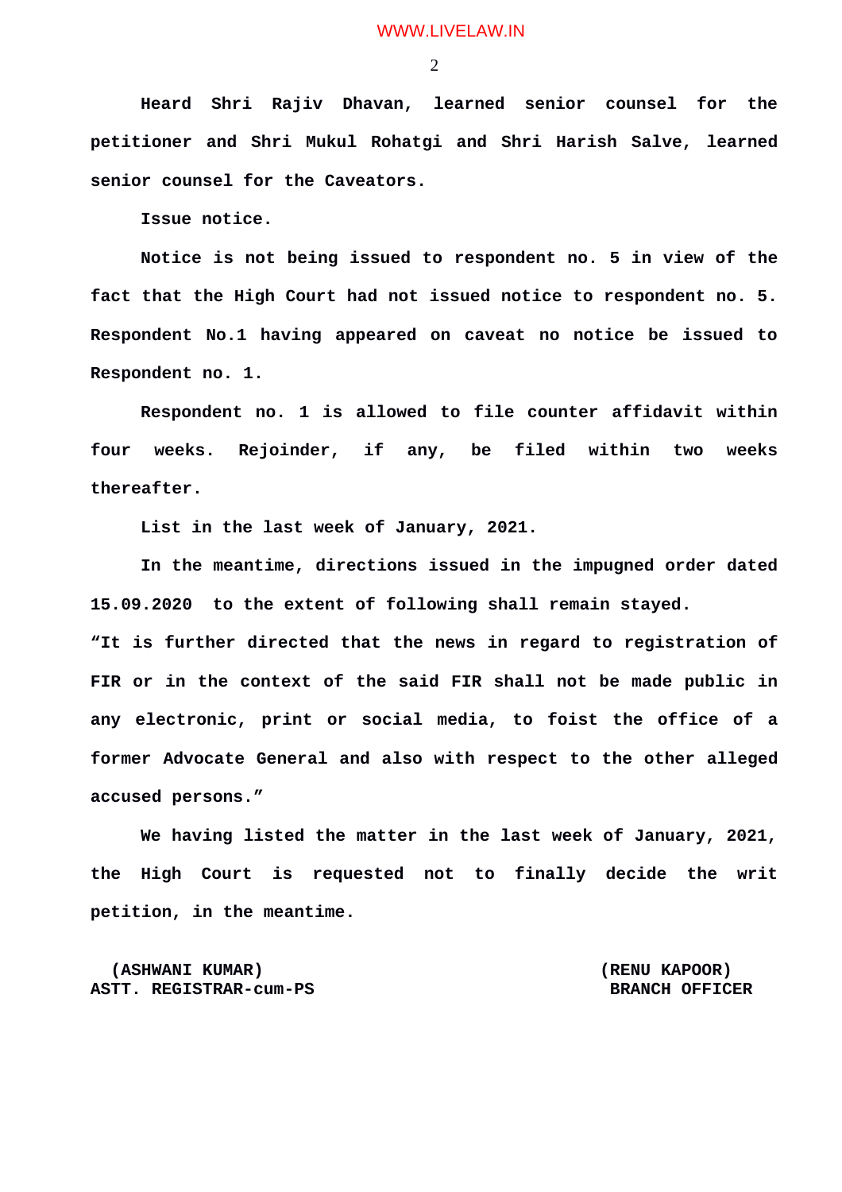**Heard Shri Rajiv Dhavan, learned senior counsel for the petitioner and Shri Mukul Rohatgi and Shri Harish Salve, learned senior counsel for the Caveators.**

**Issue notice.**

**Notice is not being issued to respondent no. 5 in view of the fact that the High Court had not issued notice to respondent no. 5. Respondent No.1 having appeared on caveat no notice be issued to Respondent no. 1.**

**Respondent no. 1 is allowed to file counter affidavit within four weeks. Rejoinder, if any, be filed within two weeks thereafter.**

**List in the last week of January, 2021.**

**In the meantime, directions issued in the impugned order dated 15.09.2020 to the extent of following shall remain stayed.**

**"It is further directed that the news in regard to registration of FIR or in the context of the said FIR shall not be made public in any electronic, print or social media, to foist the office of a former Advocate General and also with respect to the other alleged accused persons."**

**We having listed the matter in the last week of January, 2021, the High Court is requested not to finally decide the writ petition, in the meantime.**

| | |
|---|---|
| **(ASHWANI KUMAR)** | **(RENU KAPOOR)** |
| **ASTT. REGISTRAR-cum-PS** | **BRANCH OFFICER** |